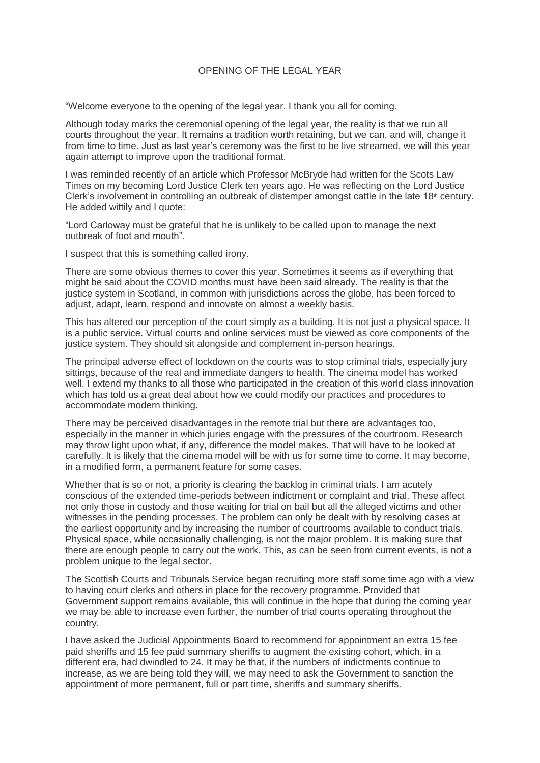# OPENING OF THE LEGAL YEAR

"Welcome everyone to the opening of the legal year. I thank you all for coming.

Although today marks the ceremonial opening of the legal year, the reality is that we run all courts throughout the year. It remains a tradition worth retaining, but we can, and will, change it from time to time. Just as last year's ceremony was the first to be live streamed, we will this year again attempt to improve upon the traditional format.

I was reminded recently of an article which Professor McBryde had written for the Scots Law Times on my becoming Lord Justice Clerk ten years ago. He was reflecting on the Lord Justice Clerk's involvement in controlling an outbreak of distemper amongst cattle in the late 18th century. He added wittily and I quote:

"Lord Carloway must be grateful that he is unlikely to be called upon to manage the next outbreak of foot and mouth".

I suspect that this is something called irony.

There are some obvious themes to cover this year. Sometimes it seems as if everything that might be said about the COVID months must have been said already. The reality is that the justice system in Scotland, in common with jurisdictions across the globe, has been forced to adjust, adapt, learn, respond and innovate on almost a weekly basis.

This has altered our perception of the court simply as a building. It is not just a physical space. It is a public service. Virtual courts and online services must be viewed as core components of the justice system. They should sit alongside and complement in-person hearings.

The principal adverse effect of lockdown on the courts was to stop criminal trials, especially jury sittings, because of the real and immediate dangers to health. The cinema model has worked well. I extend my thanks to all those who participated in the creation of this world class innovation which has told us a great deal about how we could modify our practices and procedures to accommodate modern thinking.

There may be perceived disadvantages in the remote trial but there are advantages too, especially in the manner in which juries engage with the pressures of the courtroom. Research may throw light upon what, if any, difference the model makes. That will have to be looked at carefully. It is likely that the cinema model will be with us for some time to come. It may become, in a modified form, a permanent feature for some cases.

Whether that is so or not, a priority is clearing the backlog in criminal trials. I am acutely conscious of the extended time-periods between indictment or complaint and trial. These affect not only those in custody and those waiting for trial on bail but all the alleged victims and other witnesses in the pending processes. The problem can only be dealt with by resolving cases at the earliest opportunity and by increasing the number of courtrooms available to conduct trials. Physical space, while occasionally challenging, is not the major problem. It is making sure that there are enough people to carry out the work. This, as can be seen from current events, is not a problem unique to the legal sector.

The Scottish Courts and Tribunals Service began recruiting more staff some time ago with a view to having court clerks and others in place for the recovery programme. Provided that Government support remains available, this will continue in the hope that during the coming year we may be able to increase even further, the number of trial courts operating throughout the country.

I have asked the Judicial Appointments Board to recommend for appointment an extra 15 fee paid sheriffs and 15 fee paid summary sheriffs to augment the existing cohort, which, in a different era, had dwindled to 24. It may be that, if the numbers of indictments continue to increase, as we are being told they will, we may need to ask the Government to sanction the appointment of more permanent, full or part time, sheriffs and summary sheriffs.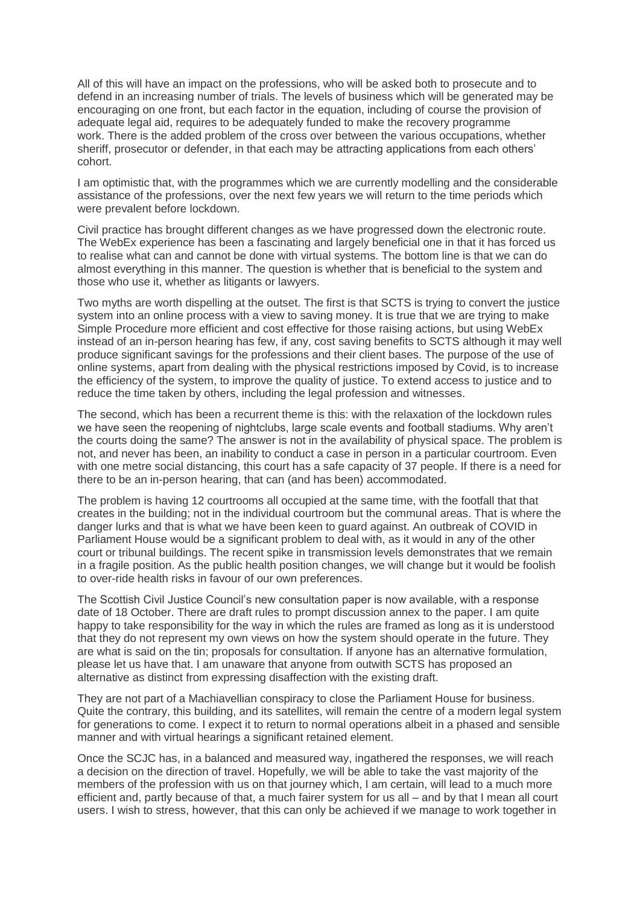All of this will have an impact on the professions, who will be asked both to prosecute and to defend in an increasing number of trials. The levels of business which will be generated may be encouraging on one front, but each factor in the equation, including of course the provision of adequate legal aid, requires to be adequately funded to make the recovery programme work. There is the added problem of the cross over between the various occupations, whether sheriff, prosecutor or defender, in that each may be attracting applications from each others' cohort.

I am optimistic that, with the programmes which we are currently modelling and the considerable assistance of the professions, over the next few years we will return to the time periods which were prevalent before lockdown.

Civil practice has brought different changes as we have progressed down the electronic route. The WebEx experience has been a fascinating and largely beneficial one in that it has forced us to realise what can and cannot be done with virtual systems. The bottom line is that we can do almost everything in this manner. The question is whether that is beneficial to the system and those who use it, whether as litigants or lawyers.

Two myths are worth dispelling at the outset. The first is that SCTS is trying to convert the justice system into an online process with a view to saving money. It is true that we are trying to make Simple Procedure more efficient and cost effective for those raising actions, but using WebEx instead of an in-person hearing has few, if any, cost saving benefits to SCTS although it may well produce significant savings for the professions and their client bases. The purpose of the use of online systems, apart from dealing with the physical restrictions imposed by Covid, is to increase the efficiency of the system, to improve the quality of justice. To extend access to justice and to reduce the time taken by others, including the legal profession and witnesses.

The second, which has been a recurrent theme is this: with the relaxation of the lockdown rules we have seen the reopening of nightclubs, large scale events and football stadiums. Why aren't the courts doing the same? The answer is not in the availability of physical space. The problem is not, and never has been, an inability to conduct a case in person in a particular courtroom. Even with one metre social distancing, this court has a safe capacity of 37 people. If there is a need for there to be an in-person hearing, that can (and has been) accommodated.

The problem is having 12 courtrooms all occupied at the same time, with the footfall that that creates in the building; not in the individual courtroom but the communal areas. That is where the danger lurks and that is what we have been keen to guard against. An outbreak of COVID in Parliament House would be a significant problem to deal with, as it would in any of the other court or tribunal buildings. The recent spike in transmission levels demonstrates that we remain in a fragile position. As the public health position changes, we will change but it would be foolish to over-ride health risks in favour of our own preferences.

The Scottish Civil Justice Council's new consultation paper is now available, with a response date of 18 October. There are draft rules to prompt discussion annex to the paper. I am quite happy to take responsibility for the way in which the rules are framed as long as it is understood that they do not represent my own views on how the system should operate in the future. They are what is said on the tin; proposals for consultation. If anyone has an alternative formulation, please let us have that. I am unaware that anyone from outwith SCTS has proposed an alternative as distinct from expressing disaffection with the existing draft.

They are not part of a Machiavellian conspiracy to close the Parliament House for business. Quite the contrary, this building, and its satellites, will remain the centre of a modern legal system for generations to come. I expect it to return to normal operations albeit in a phased and sensible manner and with virtual hearings a significant retained element.

Once the SCJC has, in a balanced and measured way, ingathered the responses, we will reach a decision on the direction of travel. Hopefully, we will be able to take the vast majority of the members of the profession with us on that journey which, I am certain, will lead to a much more efficient and, partly because of that, a much fairer system for us all – and by that I mean all court users. I wish to stress, however, that this can only be achieved if we manage to work together in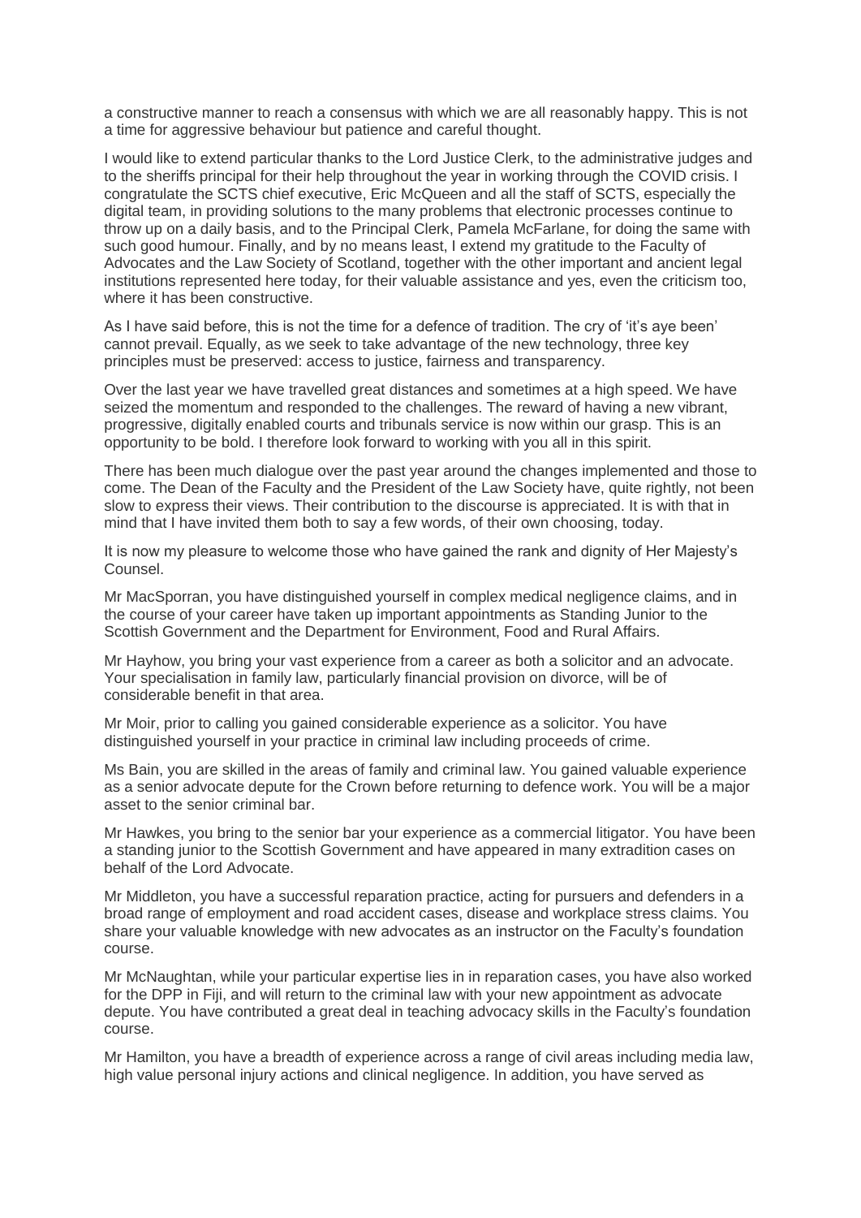a constructive manner to reach a consensus with which we are all reasonably happy. This is not a time for aggressive behaviour but patience and careful thought.

I would like to extend particular thanks to the Lord Justice Clerk, to the administrative judges and to the sheriffs principal for their help throughout the year in working through the COVID crisis. I congratulate the SCTS chief executive, Eric McQueen and all the staff of SCTS, especially the digital team, in providing solutions to the many problems that electronic processes continue to throw up on a daily basis, and to the Principal Clerk, Pamela McFarlane, for doing the same with such good humour. Finally, and by no means least, I extend my gratitude to the Faculty of Advocates and the Law Society of Scotland, together with the other important and ancient legal institutions represented here today, for their valuable assistance and yes, even the criticism too, where it has been constructive.

As I have said before, this is not the time for a defence of tradition. The cry of 'it's aye been' cannot prevail. Equally, as we seek to take advantage of the new technology, three key principles must be preserved: access to justice, fairness and transparency.

Over the last year we have travelled great distances and sometimes at a high speed. We have seized the momentum and responded to the challenges. The reward of having a new vibrant, progressive, digitally enabled courts and tribunals service is now within our grasp. This is an opportunity to be bold. I therefore look forward to working with you all in this spirit.

There has been much dialogue over the past year around the changes implemented and those to come. The Dean of the Faculty and the President of the Law Society have, quite rightly, not been slow to express their views. Their contribution to the discourse is appreciated. It is with that in mind that I have invited them both to say a few words, of their own choosing, today.

It is now my pleasure to welcome those who have gained the rank and dignity of Her Majesty's Counsel.

Mr MacSporran, you have distinguished yourself in complex medical negligence claims, and in the course of your career have taken up important appointments as Standing Junior to the Scottish Government and the Department for Environment, Food and Rural Affairs.

Mr Hayhow, you bring your vast experience from a career as both a solicitor and an advocate. Your specialisation in family law, particularly financial provision on divorce, will be of considerable benefit in that area.

Mr Moir, prior to calling you gained considerable experience as a solicitor. You have distinguished yourself in your practice in criminal law including proceeds of crime.

Ms Bain, you are skilled in the areas of family and criminal law. You gained valuable experience as a senior advocate depute for the Crown before returning to defence work. You will be a major asset to the senior criminal bar.

Mr Hawkes, you bring to the senior bar your experience as a commercial litigator. You have been a standing junior to the Scottish Government and have appeared in many extradition cases on behalf of the Lord Advocate.

Mr Middleton, you have a successful reparation practice, acting for pursuers and defenders in a broad range of employment and road accident cases, disease and workplace stress claims. You share your valuable knowledge with new advocates as an instructor on the Faculty's foundation course.

Mr McNaughtan, while your particular expertise lies in in reparation cases, you have also worked for the DPP in Fiji, and will return to the criminal law with your new appointment as advocate depute. You have contributed a great deal in teaching advocacy skills in the Faculty's foundation course.

Mr Hamilton, you have a breadth of experience across a range of civil areas including media law, high value personal injury actions and clinical negligence. In addition, you have served as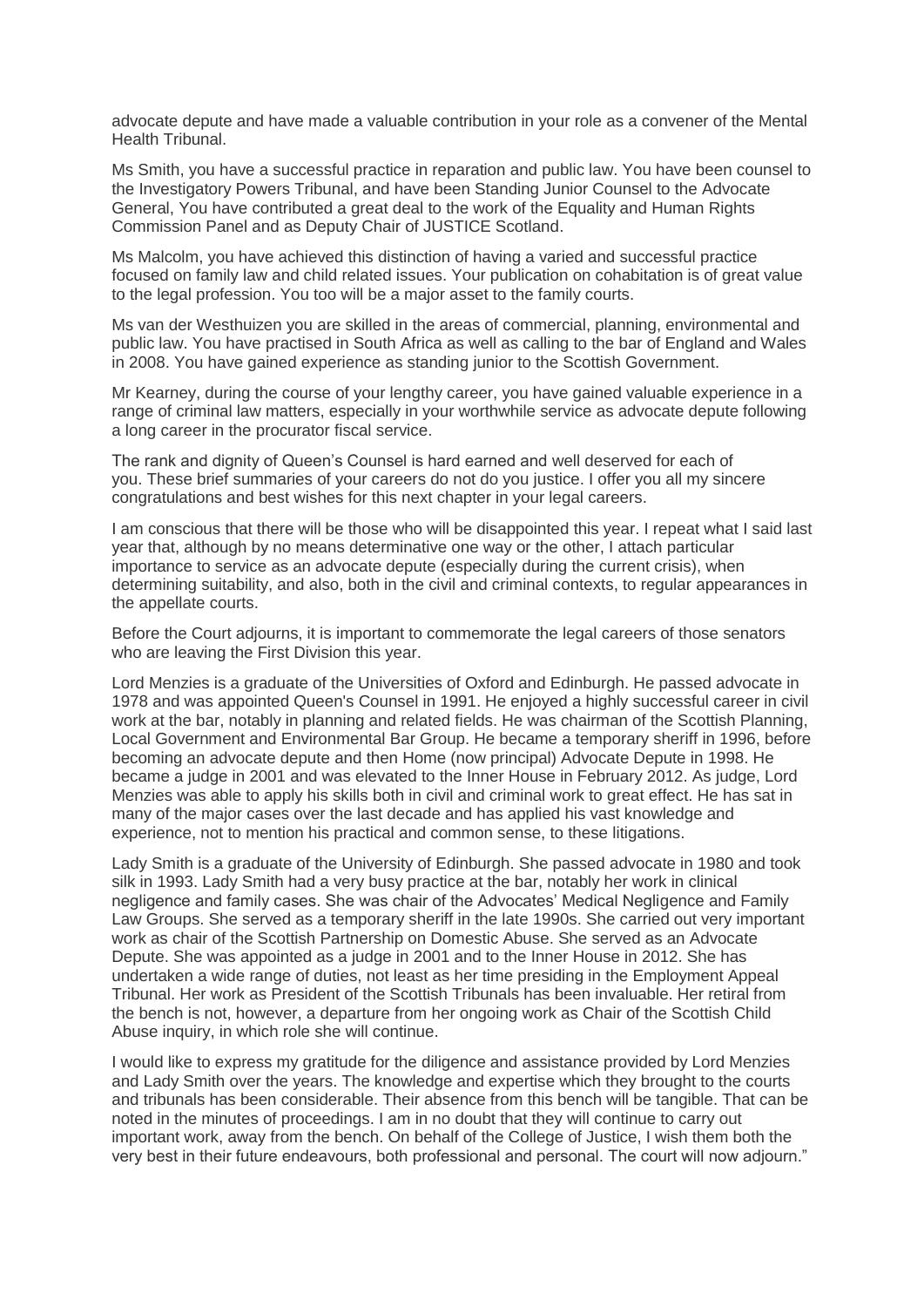advocate depute and have made a valuable contribution in your role as a convener of the Mental Health Tribunal.

Ms Smith, you have a successful practice in reparation and public law. You have been counsel to the Investigatory Powers Tribunal, and have been Standing Junior Counsel to the Advocate General, You have contributed a great deal to the work of the Equality and Human Rights Commission Panel and as Deputy Chair of JUSTICE Scotland.

Ms Malcolm, you have achieved this distinction of having a varied and successful practice focused on family law and child related issues. Your publication on cohabitation is of great value to the legal profession. You too will be a major asset to the family courts.

Ms van der Westhuizen you are skilled in the areas of commercial, planning, environmental and public law. You have practised in South Africa as well as calling to the bar of England and Wales in 2008. You have gained experience as standing junior to the Scottish Government.

Mr Kearney, during the course of your lengthy career, you have gained valuable experience in a range of criminal law matters, especially in your worthwhile service as advocate depute following a long career in the procurator fiscal service.

The rank and dignity of Queen's Counsel is hard earned and well deserved for each of you. These brief summaries of your careers do not do you justice. I offer you all my sincere congratulations and best wishes for this next chapter in your legal careers.

I am conscious that there will be those who will be disappointed this year. I repeat what I said last year that, although by no means determinative one way or the other, I attach particular importance to service as an advocate depute (especially during the current crisis), when determining suitability, and also, both in the civil and criminal contexts, to regular appearances in the appellate courts.

Before the Court adjourns, it is important to commemorate the legal careers of those senators who are leaving the First Division this year.

Lord Menzies is a graduate of the Universities of Oxford and Edinburgh. He passed advocate in 1978 and was appointed Queen's Counsel in 1991. He enjoyed a highly successful career in civil work at the bar, notably in planning and related fields. He was chairman of the Scottish Planning, Local Government and Environmental Bar Group. He became a temporary sheriff in 1996, before becoming an advocate depute and then Home (now principal) Advocate Depute in 1998. He became a judge in 2001 and was elevated to the Inner House in February 2012. As judge, Lord Menzies was able to apply his skills both in civil and criminal work to great effect. He has sat in many of the major cases over the last decade and has applied his vast knowledge and experience, not to mention his practical and common sense, to these litigations.

Lady Smith is a graduate of the University of Edinburgh. She passed advocate in 1980 and took silk in 1993. Lady Smith had a very busy practice at the bar, notably her work in clinical negligence and family cases. She was chair of the Advocates' Medical Negligence and Family Law Groups. She served as a temporary sheriff in the late 1990s. She carried out very important work as chair of the Scottish Partnership on Domestic Abuse. She served as an Advocate Depute. She was appointed as a judge in 2001 and to the Inner House in 2012. She has undertaken a wide range of duties, not least as her time presiding in the Employment Appeal Tribunal. Her work as President of the Scottish Tribunals has been invaluable. Her retiral from the bench is not, however, a departure from her ongoing work as Chair of the Scottish Child Abuse inquiry, in which role she will continue.

I would like to express my gratitude for the diligence and assistance provided by Lord Menzies and Lady Smith over the years. The knowledge and expertise which they brought to the courts and tribunals has been considerable. Their absence from this bench will be tangible. That can be noted in the minutes of proceedings. I am in no doubt that they will continue to carry out important work, away from the bench. On behalf of the College of Justice, I wish them both the very best in their future endeavours, both professional and personal. The court will now adjourn."